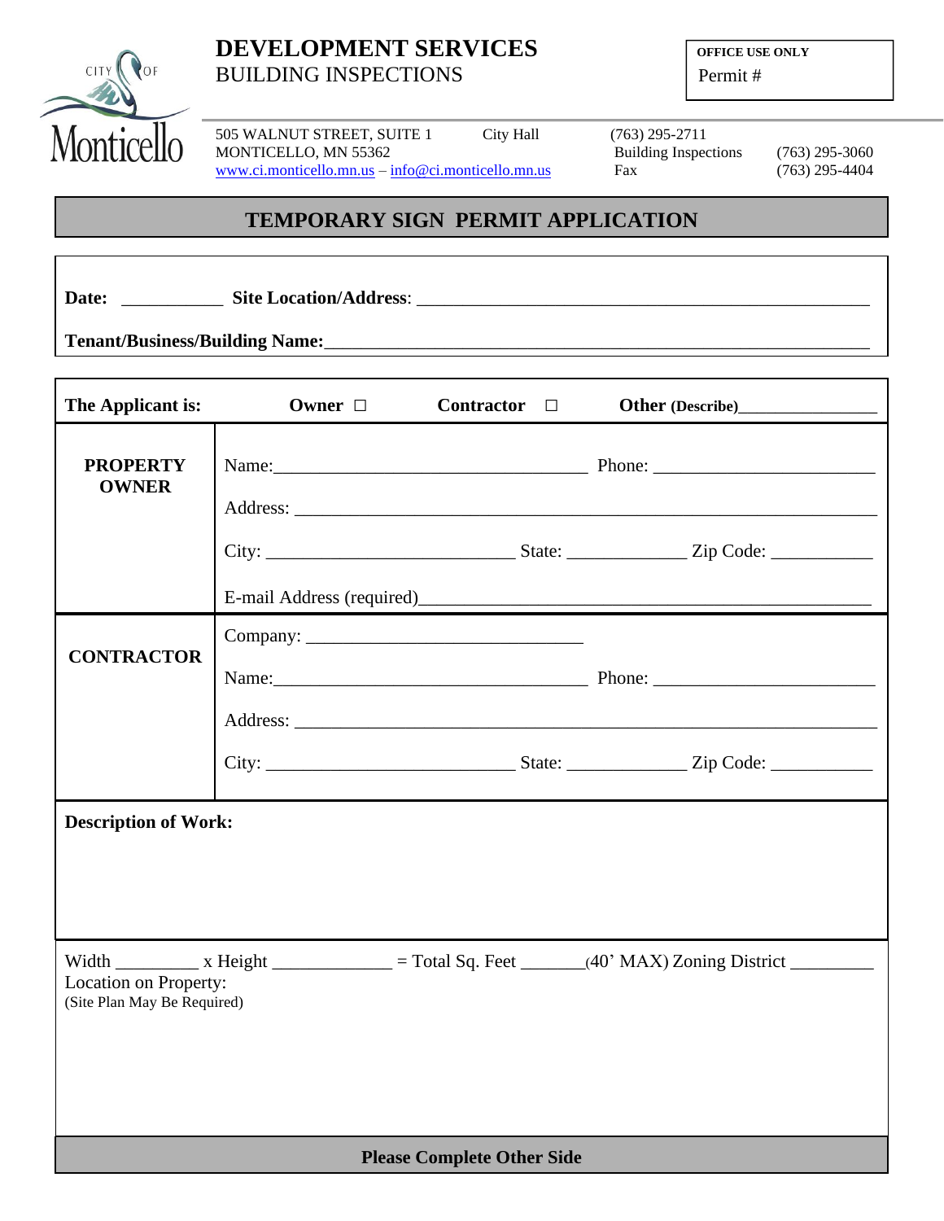CITY OF Monticello

# DEVELOPMENT SERVICES
BUILDING INSPECTIONS

**OFFICE USE ONLY**
Permit #

505 WALNUT STREET, SUITE 1
MONTICELLO, MN 55362
www.ci.monticello.mn.us – info@ci.monticello.mn.us

| | |
|---|---|
| City Hall | (763) 295-2711 |
| Building Inspections | (763) 295-3060 |
| Fax | (763) 295-4404 |

## TEMPORARY SIGN PERMIT APPLICATION

**Date:** ___________ **Site Location/Address**: ___________________________________________________

**Tenant/Business/Building Name:**_____________________________________________________________

**The Applicant is:** **Owner** ☐ **Contractor** ☐ **Other** (Describe)________________

| | |
|---|---|
| **PROPERTY OWNER** | Name:________________________________ Phone: ______________________<br>Address: _____________________________________________________________<br>City: __________________________ State: ____________ Zip Code: ___________<br>E-mail Address (required)______________________________________________ |
| **CONTRACTOR** | Company: ______________________________<br>Name:________________________________ Phone: ______________________<br>Address: _____________________________________________________________<br>City: __________________________ State: ____________ Zip Code: ___________ |

**Description of Work:**

Width _________ x Height _____________ = Total Sq. Feet _______(40' MAX) Zoning District _________
Location on Property:
(Site Plan May Be Required)

**Please Complete Other Side**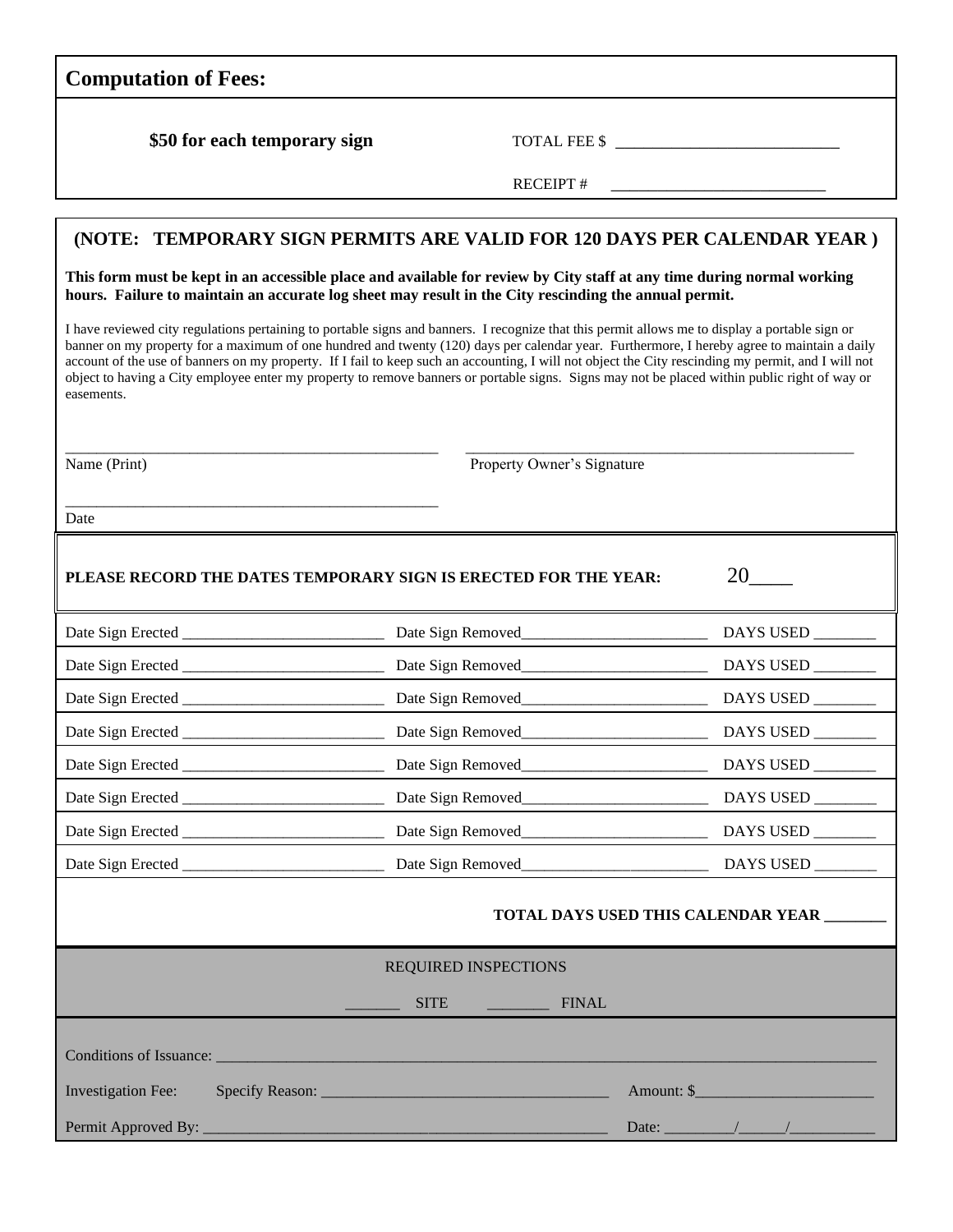## Computation of Fees:

**$50 for each temporary sign**

TOTAL FEE $ ___________________________

RECEIPT # ___________________________

**(NOTE: TEMPORARY SIGN PERMITS ARE VALID FOR 120 DAYS PER CALENDAR YEAR )**

**This form must be kept in an accessible place and available for review by City staff at any time during normal working hours. Failure to maintain an accurate log sheet may result in the City rescinding the annual permit.**

I have reviewed city regulations pertaining to portable signs and banners. I recognize that this permit allows me to display a portable sign or banner on my property for a maximum of one hundred and twenty (120) days per calendar year. Furthermore, I hereby agree to maintain a daily account of the use of banners on my property. If I fail to keep such an accounting, I will not object the City rescinding my permit, and I will not object to having a City employee enter my property to remove banners or portable signs. Signs may not be placed within public right of way or easements.

_________________________________________________ Name (Print)

_________________________________________________ Property Owner's Signature

_________________________________________________ Date

**PLEASE RECORD THE DATES TEMPORARY SIGN IS ERECTED FOR THE YEAR:** 20____

| | | |
|---|---|---|
| Date Sign Erected _________________________ | Date Sign Removed________________________ | DAYS USED ________ |
| Date Sign Erected _________________________ | Date Sign Removed________________________ | DAYS USED ________ |
| Date Sign Erected _________________________ | Date Sign Removed________________________ | DAYS USED ________ |
| Date Sign Erected _________________________ | Date Sign Removed________________________ | DAYS USED ________ |
| Date Sign Erected _________________________ | Date Sign Removed________________________ | DAYS USED ________ |
| Date Sign Erected _________________________ | Date Sign Removed________________________ | DAYS USED ________ |
| Date Sign Erected _________________________ | Date Sign Removed________________________ | DAYS USED ________ |
| Date Sign Erected _________________________ | Date Sign Removed________________________ | DAYS USED ________ |

**TOTAL DAYS USED THIS CALENDAR YEAR ________**

REQUIRED INSPECTIONS

_______ SITE ________ FINAL

Conditions of Issuance: ______________________________________________________________________________

Investigation Fee: Specify Reason: ____________________________________ Amount: $_______________________

Permit Approved By: __________________________________________________ Date: _________/______/___________